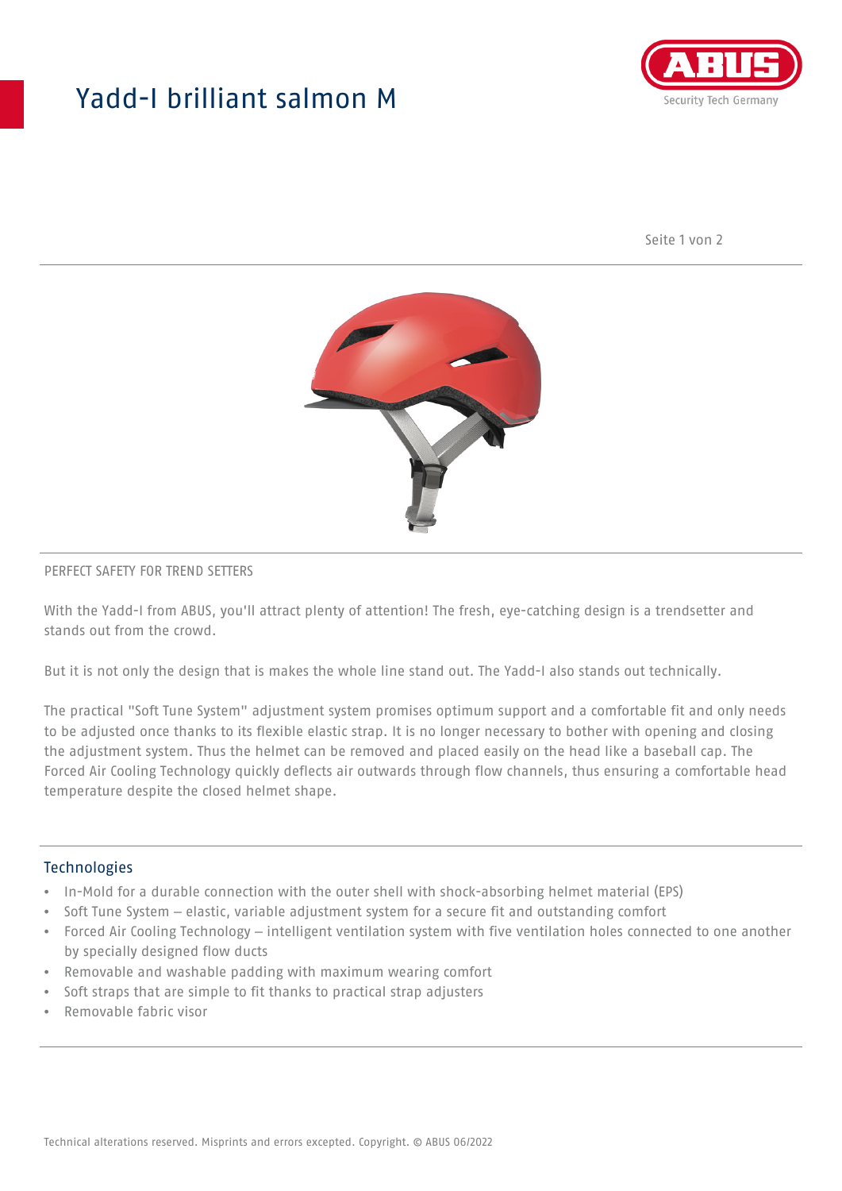# Yadd-I brilliant salmon M

PERFECT SAFETY FOR TREND SETTERS

With the Yadd-I from ABUS, you'll attract plenty of attention! The fresh, eye-catching design is a trendsetter and stands out from the crowd.

But it is not only the design that is makes the whole line stand out. The Yadd-I also stands out technically.

The practical "Soft Tune System" adjustment system promises optimum support and a comfortable fit and only needs to be adjusted once thanks to its flexible elastic strap. It is no longer necessary to bother with opening and closing the adjustment system. Thus the helmet can be removed and placed easily on the head like a baseball cap. The Forced Air Cooling Technology quickly deflects air outwards through flow channels, thus ensuring a comfortable head temperature despite the closed helmet shape.

## Technologies

- In-Mold for a durable connection with the outer shell with shock-absorbing helmet material (EPS)
- Soft Tune System – elastic, variable adjustment system for a secure fit and outstanding comfort
- Forced Air Cooling Technology – intelligent ventilation system with five ventilation holes connected to one another by specially designed flow ducts
- Removable and washable padding with maximum wearing comfort
- Soft straps that are simple to fit thanks to practical strap adjusters
- Removable fabric visor

Technical alterations reserved. Misprints and errors excepted. Copyright. © ABUS 06/2022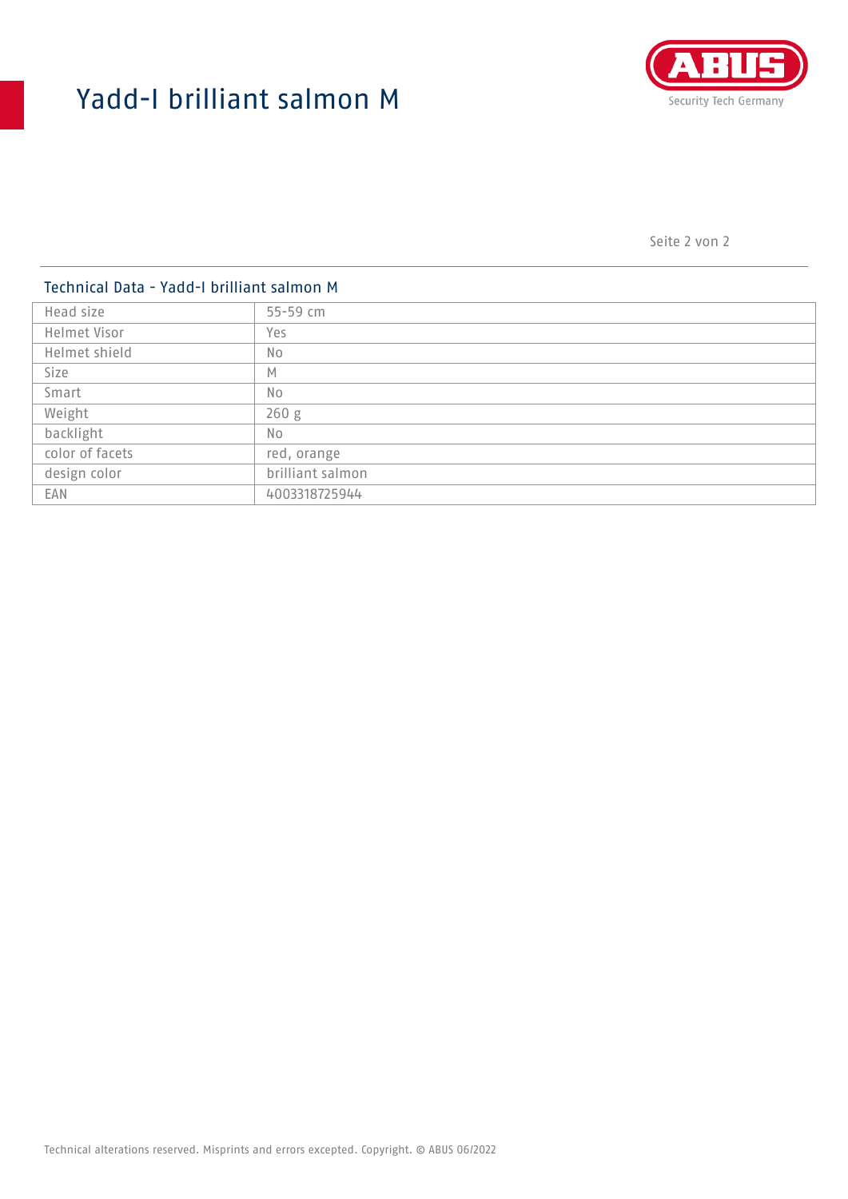# Yadd-I brilliant salmon M

## Technical Data - Yadd-I brilliant salmon M

| | |
|---|---|
| Head size | 55-59 cm |
| Helmet Visor | Yes |
| Helmet shield | No |
| Size | M |
| Smart | No |
| Weight | 260 g |
| backlight | No |
| color of facets | red, orange |
| design color | brilliant salmon |
| EAN | 4003318725944 |

Technical alterations reserved. Misprints and errors excepted. Copyright. © ABUS 06/2022